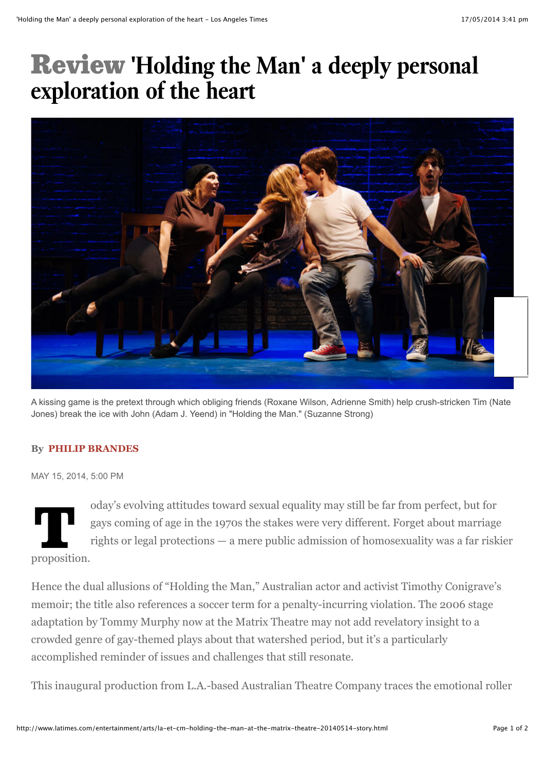# Review 'Holding the Man' a deeply personal exploration of the heart

A kissing game is the pretext through which obliging friends (Roxane Wilson, Adrienne Smith) help crush-stricken Tim (Nate Jones) break the ice with John (Adam J. Yeend) in "Holding the Man." (Suzanne Strong)

By **PHILIP BRANDES**

MAY 15, 2014, 5:00 PM

Today's evolving attitudes toward sexual equality may still be far from perfect, but for gays coming of age in the 1970s the stakes were very different. Forget about marriage rights or legal protections — a mere public admission of homosexuality was a far riskier proposition.

Hence the dual allusions of "Holding the Man," Australian actor and activist Timothy Conigrave's memoir; the title also references a soccer term for a penalty-incurring violation. The 2006 stage adaptation by Tommy Murphy now at the Matrix Theatre may not add revelatory insight to a crowded genre of gay-themed plays about that watershed period, but it's a particularly accomplished reminder of issues and challenges that still resonate.

This inaugural production from L.A.-based Australian Theatre Company traces the emotional roller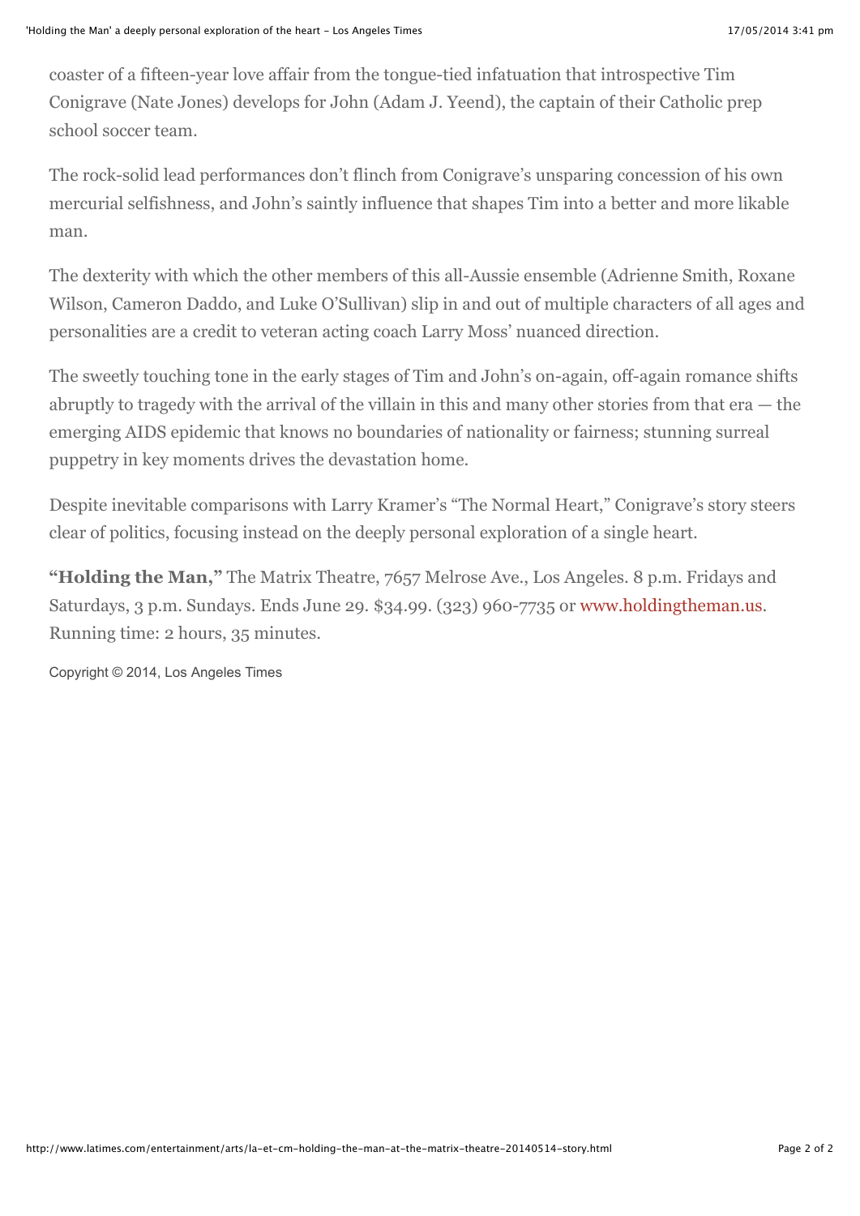coaster of a fifteen-year love affair from the tongue-tied infatuation that introspective Tim Conigrave (Nate Jones) develops for John (Adam J. Yeend), the captain of their Catholic prep school soccer team.

The rock-solid lead performances don't flinch from Conigrave's unsparing concession of his own mercurial selfishness, and John's saintly influence that shapes Tim into a better and more likable man.

The dexterity with which the other members of this all-Aussie ensemble (Adrienne Smith, Roxane Wilson, Cameron Daddo, and Luke O'Sullivan) slip in and out of multiple characters of all ages and personalities are a credit to veteran acting coach Larry Moss' nuanced direction.

The sweetly touching tone in the early stages of Tim and John's on-again, off-again romance shifts abruptly to tragedy with the arrival of the villain in this and many other stories from that era — the emerging AIDS epidemic that knows no boundaries of nationality or fairness; stunning surreal puppetry in key moments drives the devastation home.

Despite inevitable comparisons with Larry Kramer's "The Normal Heart," Conigrave's story steers clear of politics, focusing instead on the deeply personal exploration of a single heart.

**"Holding the Man,"** The Matrix Theatre, 7657 Melrose Ave., Los Angeles. 8 p.m. Fridays and Saturdays, 3 p.m. Sundays. Ends June 29. $34.99. (323) 960-7735 or www.holdingtheman.us. Running time: 2 hours, 35 minutes.

Copyright © 2014, Los Angeles Times